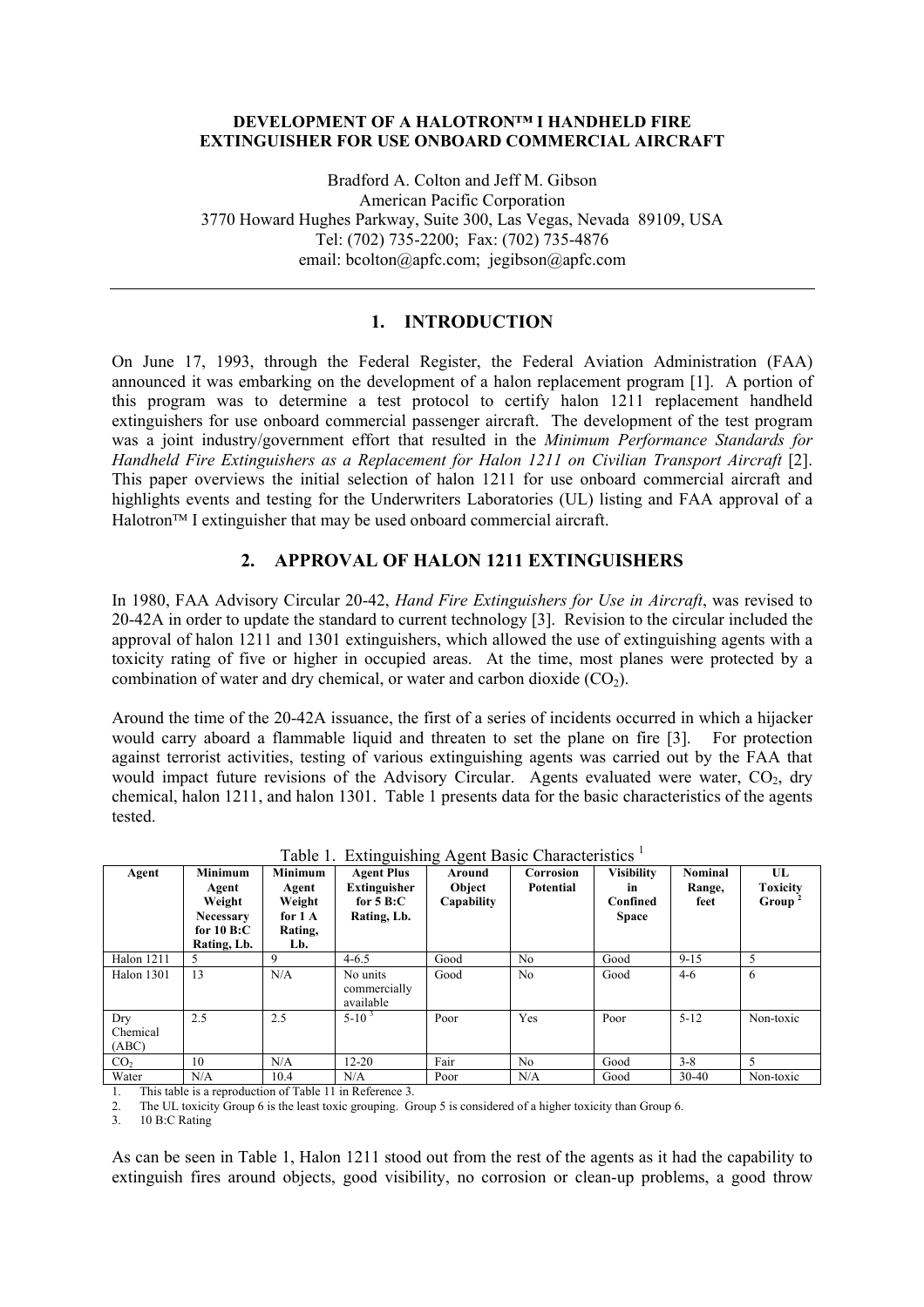# DEVELOPMENT OF A HALOTRON™ I HANDHELD FIRE EXTINGUISHER FOR USE ONBOARD COMMERCIAL AIRCRAFT

Bradford A. Colton and Jeff M. Gibson
American Pacific Corporation
3770 Howard Hughes Parkway, Suite 300, Las Vegas, Nevada 89109, USA
Tel: (702) 735-2200; Fax: (702) 735-4876
email: bcolton@apfc.com; jegibson@apfc.com

## 1. INTRODUCTION

On June 17, 1993, through the Federal Register, the Federal Aviation Administration (FAA) announced it was embarking on the development of a halon replacement program [1]. A portion of this program was to determine a test protocol to certify halon 1211 replacement handheld extinguishers for use onboard commercial passenger aircraft. The development of the test program was a joint industry/government effort that resulted in the *Minimum Performance Standards for Handheld Fire Extinguishers as a Replacement for Halon 1211 on Civilian Transport Aircraft* [2]. This paper overviews the initial selection of halon 1211 for use onboard commercial aircraft and highlights events and testing for the Underwriters Laboratories (UL) listing and FAA approval of a Halotron™ I extinguisher that may be used onboard commercial aircraft.

## 2. APPROVAL OF HALON 1211 EXTINGUISHERS

In 1980, FAA Advisory Circular 20-42, *Hand Fire Extinguishers for Use in Aircraft*, was revised to 20-42A in order to update the standard to current technology [3]. Revision to the circular included the approval of halon 1211 and 1301 extinguishers, which allowed the use of extinguishing agents with a toxicity rating of five or higher in occupied areas. At the time, most planes were protected by a combination of water and dry chemical, or water and carbon dioxide ($CO_2$).

Around the time of the 20-42A issuance, the first of a series of incidents occurred in which a hijacker would carry aboard a flammable liquid and threaten to set the plane on fire [3]. For protection against terrorist activities, testing of various extinguishing agents was carried out by the FAA that would impact future revisions of the Advisory Circular. Agents evaluated were water, $CO_2$, dry chemical, halon 1211, and halon 1301. Table 1 presents data for the basic characteristics of the agents tested.

Table 1. Extinguishing Agent Basic Characteristics [1]

| Agent | Minimum Agent Weight Necessary for 10 B:C Rating, Lb. | Minimum Agent Weight for 1 A Rating, Lb. | Agent Plus Extinguisher for 5 B:C Rating, Lb. | Around Object Capability | Corrosion Potential | Visibility in Confined Space | Nominal Range, feet | UL Toxicity Group [2] |
|---|---|---|---|---|---|---|---|---|
| Halon 1211 | 5 | 9 | 4-6.5 | Good | No | Good | 9-15 | 5 |
| Halon 1301 | 13 | N/A | No units commercially available | Good | No | Good | 4-6 | 6 |
| Dry Chemical (ABC) | 2.5 | 2.5 | 5-10 [3] | Poor | Yes | Poor | 5-12 | Non-toxic |
| $CO_2$ | 10 | N/A | 12-20 | Fair | No | Good | 3-8 | 5 |
| Water | N/A | 10.4 | N/A | Poor | N/A | Good | 30-40 | Non-toxic |

1. This table is a reproduction of Table 11 in Reference 3.
2. The UL toxicity Group 6 is the least toxic grouping. Group 5 is considered of a higher toxicity than Group 6.
3. 10 B:C Rating

As can be seen in Table 1, Halon 1211 stood out from the rest of the agents as it had the capability to extinguish fires around objects, good visibility, no corrosion or clean-up problems, a good throw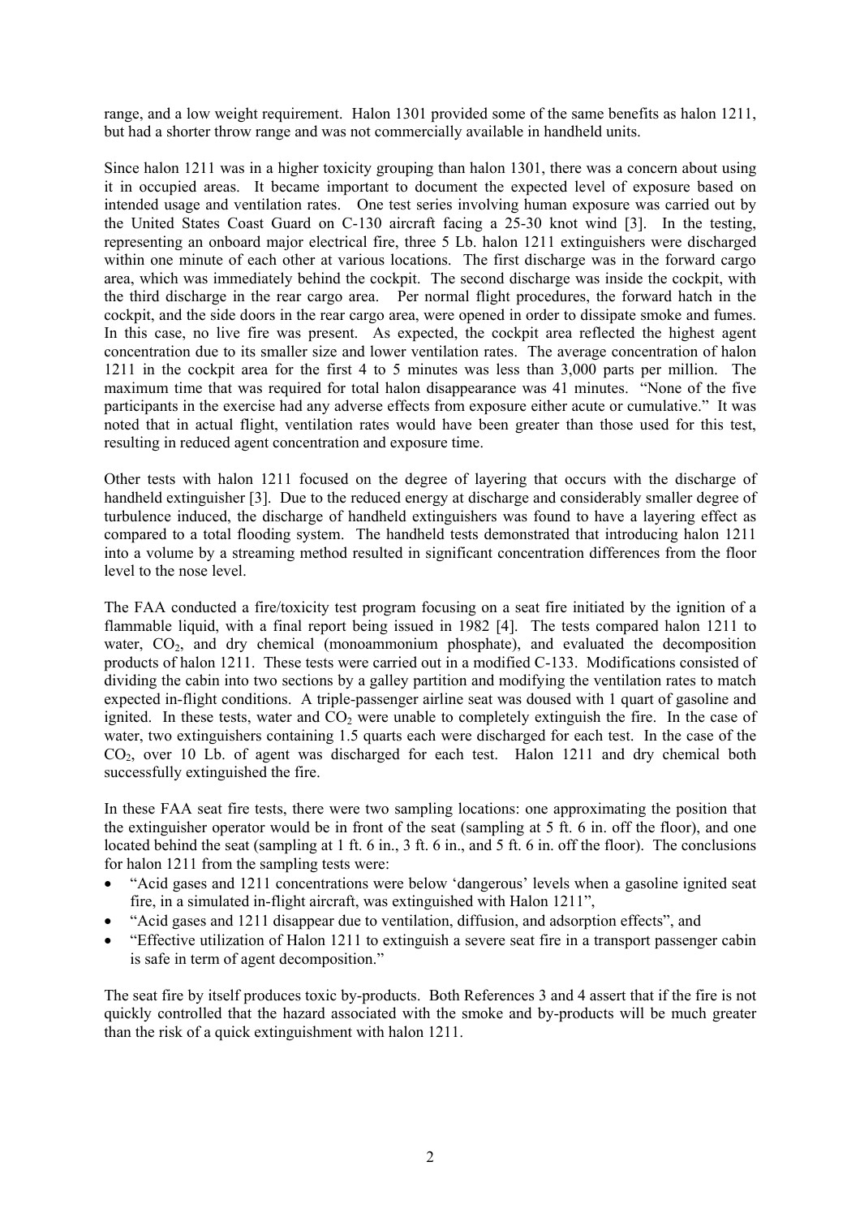range, and a low weight requirement. Halon 1301 provided some of the same benefits as halon 1211, but had a shorter throw range and was not commercially available in handheld units.

Since halon 1211 was in a higher toxicity grouping than halon 1301, there was a concern about using it in occupied areas. It became important to document the expected level of exposure based on intended usage and ventilation rates. One test series involving human exposure was carried out by the United States Coast Guard on C-130 aircraft facing a 25-30 knot wind [3]. In the testing, representing an onboard major electrical fire, three 5 Lb. halon 1211 extinguishers were discharged within one minute of each other at various locations. The first discharge was in the forward cargo area, which was immediately behind the cockpit. The second discharge was inside the cockpit, with the third discharge in the rear cargo area. Per normal flight procedures, the forward hatch in the cockpit, and the side doors in the rear cargo area, were opened in order to dissipate smoke and fumes. In this case, no live fire was present. As expected, the cockpit area reflected the highest agent concentration due to its smaller size and lower ventilation rates. The average concentration of halon 1211 in the cockpit area for the first 4 to 5 minutes was less than 3,000 parts per million. The maximum time that was required for total halon disappearance was 41 minutes. "None of the five participants in the exercise had any adverse effects from exposure either acute or cumulative." It was noted that in actual flight, ventilation rates would have been greater than those used for this test, resulting in reduced agent concentration and exposure time.

Other tests with halon 1211 focused on the degree of layering that occurs with the discharge of handheld extinguisher [3]. Due to the reduced energy at discharge and considerably smaller degree of turbulence induced, the discharge of handheld extinguishers was found to have a layering effect as compared to a total flooding system. The handheld tests demonstrated that introducing halon 1211 into a volume by a streaming method resulted in significant concentration differences from the floor level to the nose level.

The FAA conducted a fire/toxicity test program focusing on a seat fire initiated by the ignition of a flammable liquid, with a final report being issued in 1982 [4]. The tests compared halon 1211 to water, $CO_2$, and dry chemical (monoammonium phosphate), and evaluated the decomposition products of halon 1211. These tests were carried out in a modified C-133. Modifications consisted of dividing the cabin into two sections by a galley partition and modifying the ventilation rates to match expected in-flight conditions. A triple-passenger airline seat was doused with 1 quart of gasoline and ignited. In these tests, water and $CO_2$ were unable to completely extinguish the fire. In the case of water, two extinguishers containing 1.5 quarts each were discharged for each test. In the case of the $CO_2$, over 10 Lb. of agent was discharged for each test. Halon 1211 and dry chemical both successfully extinguished the fire.

In these FAA seat fire tests, there were two sampling locations: one approximating the position that the extinguisher operator would be in front of the seat (sampling at 5 ft. 6 in. off the floor), and one located behind the seat (sampling at 1 ft. 6 in., 3 ft. 6 in., and 5 ft. 6 in. off the floor). The conclusions for halon 1211 from the sampling tests were:

- "Acid gases and 1211 concentrations were below 'dangerous' levels when a gasoline ignited seat fire, in a simulated in-flight aircraft, was extinguished with Halon 1211",
- "Acid gases and 1211 disappear due to ventilation, diffusion, and adsorption effects", and
- "Effective utilization of Halon 1211 to extinguish a severe seat fire in a transport passenger cabin is safe in term of agent decomposition."

The seat fire by itself produces toxic by-products. Both References 3 and 4 assert that if the fire is not quickly controlled that the hazard associated with the smoke and by-products will be much greater than the risk of a quick extinguishment with halon 1211.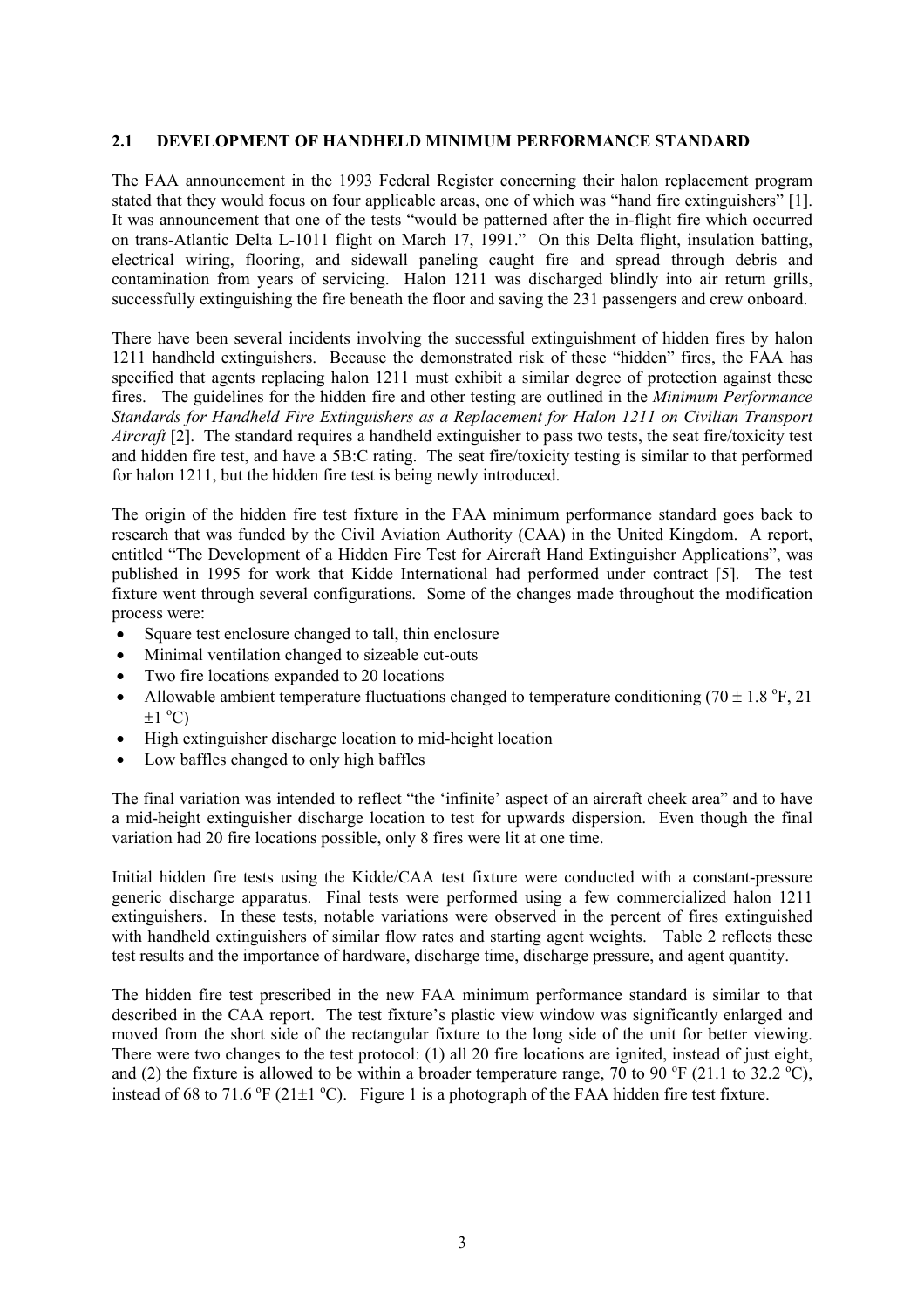## 2.1 DEVELOPMENT OF HANDHELD MINIMUM PERFORMANCE STANDARD

The FAA announcement in the 1993 Federal Register concerning their halon replacement program stated that they would focus on four applicable areas, one of which was "hand fire extinguishers" [1]. It was announcement that one of the tests "would be patterned after the in-flight fire which occurred on trans-Atlantic Delta L-1011 flight on March 17, 1991." On this Delta flight, insulation batting, electrical wiring, flooring, and sidewall paneling caught fire and spread through debris and contamination from years of servicing. Halon 1211 was discharged blindly into air return grills, successfully extinguishing the fire beneath the floor and saving the 231 passengers and crew onboard.

There have been several incidents involving the successful extinguishment of hidden fires by halon 1211 handheld extinguishers. Because the demonstrated risk of these "hidden" fires, the FAA has specified that agents replacing halon 1211 must exhibit a similar degree of protection against these fires. The guidelines for the hidden fire and other testing are outlined in the *Minimum Performance Standards for Handheld Fire Extinguishers as a Replacement for Halon 1211 on Civilian Transport Aircraft* [2]. The standard requires a handheld extinguisher to pass two tests, the seat fire/toxicity test and hidden fire test, and have a 5B:C rating. The seat fire/toxicity testing is similar to that performed for halon 1211, but the hidden fire test is being newly introduced.

The origin of the hidden fire test fixture in the FAA minimum performance standard goes back to research that was funded by the Civil Aviation Authority (CAA) in the United Kingdom. A report, entitled "The Development of a Hidden Fire Test for Aircraft Hand Extinguisher Applications", was published in 1995 for work that Kidde International had performed under contract [5]. The test fixture went through several configurations. Some of the changes made throughout the modification process were:

- Square test enclosure changed to tall, thin enclosure
- Minimal ventilation changed to sizeable cut-outs
- Two fire locations expanded to 20 locations
- Allowable ambient temperature fluctuations changed to temperature conditioning (70 ± 1.8 °F, 21 ±1 °C)
- High extinguisher discharge location to mid-height location
- Low baffles changed to only high baffles

The final variation was intended to reflect "the 'infinite' aspect of an aircraft cheek area" and to have a mid-height extinguisher discharge location to test for upwards dispersion. Even though the final variation had 20 fire locations possible, only 8 fires were lit at one time.

Initial hidden fire tests using the Kidde/CAA test fixture were conducted with a constant-pressure generic discharge apparatus. Final tests were performed using a few commercialized halon 1211 extinguishers. In these tests, notable variations were observed in the percent of fires extinguished with handheld extinguishers of similar flow rates and starting agent weights. Table 2 reflects these test results and the importance of hardware, discharge time, discharge pressure, and agent quantity.

The hidden fire test prescribed in the new FAA minimum performance standard is similar to that described in the CAA report. The test fixture's plastic view window was significantly enlarged and moved from the short side of the rectangular fixture to the long side of the unit for better viewing. There were two changes to the test protocol: (1) all 20 fire locations are ignited, instead of just eight, and (2) the fixture is allowed to be within a broader temperature range, 70 to 90 °F (21.1 to 32.2 °C), instead of 68 to 71.6 °F (21±1 °C). Figure 1 is a photograph of the FAA hidden fire test fixture.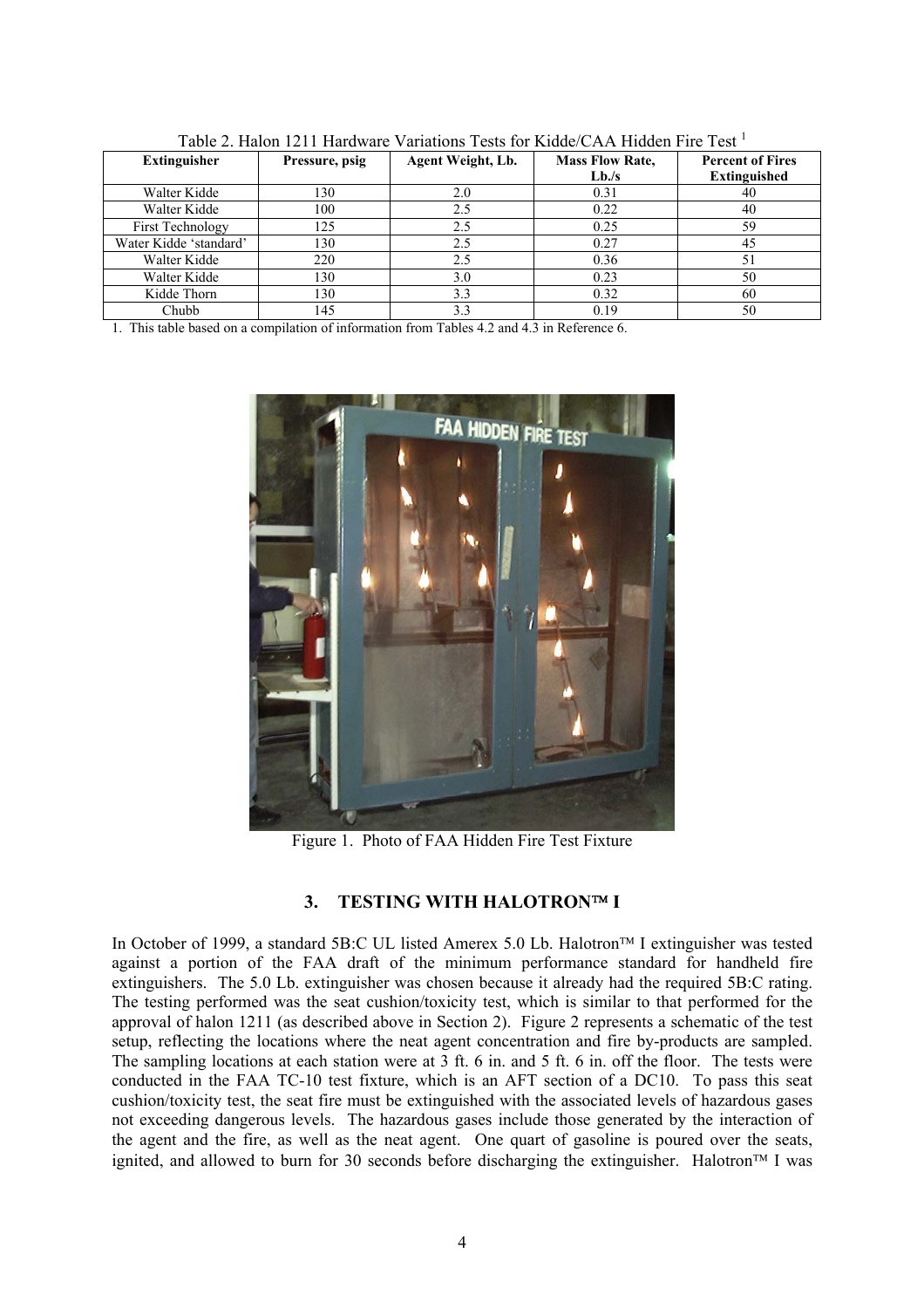Table 2. Halon 1211 Hardware Variations Tests for Kidde/CAA Hidden Fire Test [1]

| Extinguisher | Pressure, psig | Agent Weight, Lb. | Mass Flow Rate, Lb./s | Percent of Fires Extinguished |
|---|---|---|---|---|
| Walter Kidde | 130 | 2.0 | 0.31 | 40 |
| Walter Kidde | 100 | 2.5 | 0.22 | 40 |
| First Technology | 125 | 2.5 | 0.25 | 59 |
| Water Kidde 'standard' | 130 | 2.5 | 0.27 | 45 |
| Walter Kidde | 220 | 2.5 | 0.36 | 51 |
| Walter Kidde | 130 | 3.0 | 0.23 | 50 |
| Kidde Thorn | 130 | 3.3 | 0.32 | 60 |
| Chubb | 145 | 3.3 | 0.19 | 50 |

1. This table based on a compilation of information from Tables 4.2 and 4.3 in Reference 6.

Figure 1. Photo of FAA Hidden Fire Test Fixture

## 3. TESTING WITH HALOTRON™ I

In October of 1999, a standard 5B:C UL listed Amerex 5.0 Lb. Halotron™ I extinguisher was tested against a portion of the FAA draft of the minimum performance standard for handheld fire extinguishers. The 5.0 Lb. extinguisher was chosen because it already had the required 5B:C rating. The testing performed was the seat cushion/toxicity test, which is similar to that performed for the approval of halon 1211 (as described above in Section 2). Figure 2 represents a schematic of the test setup, reflecting the locations where the neat agent concentration and fire by-products are sampled. The sampling locations at each station were at 3 ft. 6 in. and 5 ft. 6 in. off the floor. The tests were conducted in the FAA TC-10 test fixture, which is an AFT section of a DC10. To pass this seat cushion/toxicity test, the seat fire must be extinguished with the associated levels of hazardous gases not exceeding dangerous levels. The hazardous gases include those generated by the interaction of the agent and the fire, as well as the neat agent. One quart of gasoline is poured over the seats, ignited, and allowed to burn for 30 seconds before discharging the extinguisher. Halotron™ I was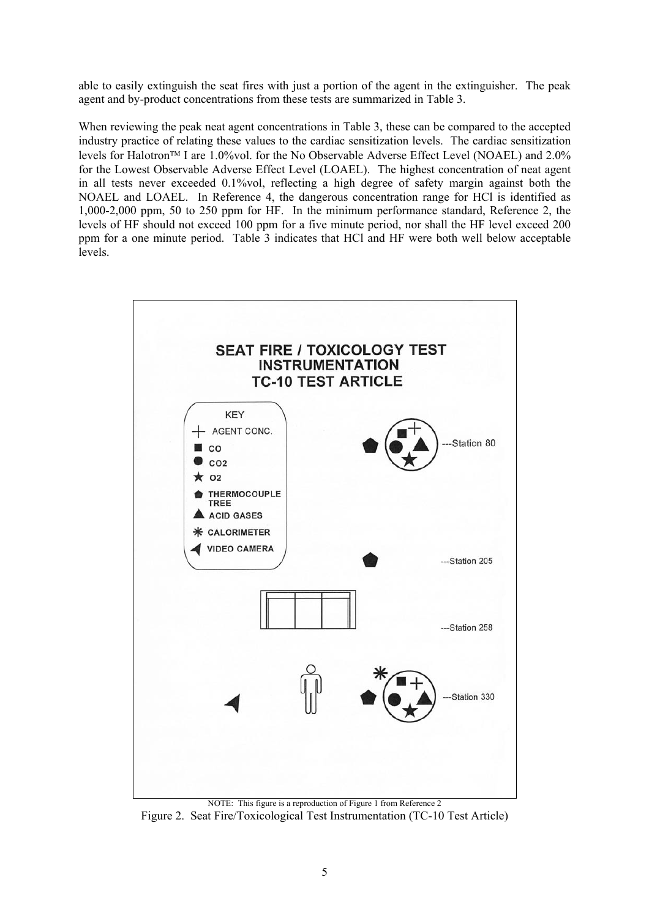able to easily extinguish the seat fires with just a portion of the agent in the extinguisher. The peak agent and by-product concentrations from these tests are summarized in Table 3.

When reviewing the peak neat agent concentrations in Table 3, these can be compared to the accepted industry practice of relating these values to the cardiac sensitization levels. The cardiac sensitization levels for Halotron™ I are 1.0%vol. for the No Observable Adverse Effect Level (NOAEL) and 2.0% for the Lowest Observable Adverse Effect Level (LOAEL). The highest concentration of neat agent in all tests never exceeded 0.1%vol, reflecting a high degree of safety margin against both the NOAEL and LOAEL. In Reference 4, the dangerous concentration range for HCl is identified as 1,000-2,000 ppm, 50 to 250 ppm for HF. In the minimum performance standard, Reference 2, the levels of HF should not exceed 100 ppm for a five minute period, nor shall the HF level exceed 200 ppm for a one minute period. Table 3 indicates that HCl and HF were both well below acceptable levels.

NOTE: This figure is a reproduction of Figure 1 from Reference 2

Figure 2. Seat Fire/Toxicological Test Instrumentation (TC-10 Test Article)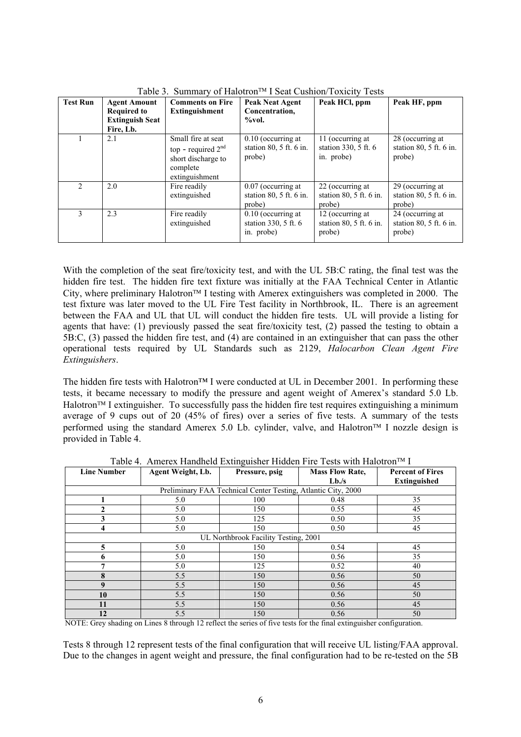Table 3. Summary of Halotron™ I Seat Cushion/Toxicity Tests

| Test Run | Agent Amount Required to Extinguish Seat Fire, Lb. | Comments on Fire Extinguishment | Peak Neat Agent Concentration, %vol. | Peak HCl, ppm | Peak HF, ppm |
|---|---|---|---|---|---|
| 1 | 2.1 | Small fire at seat top - required 2nd short discharge to complete extinguishment | 0.10 (occurring at station 80, 5 ft. 6 in. probe) | 11 (occurring at station 330, 5 ft. 6 in. probe) | 28 (occurring at station 80, 5 ft. 6 in. probe) |
| 2 | 2.0 | Fire readily extinguished | 0.07 (occurring at station 80, 5 ft. 6 in. probe) | 22 (occurring at station 80, 5 ft. 6 in. probe) | 29 (occurring at station 80, 5 ft. 6 in. probe) |
| 3 | 2.3 | Fire readily extinguished | 0.10 (occurring at station 330, 5 ft. 6 in. probe) | 12 (occurring at station 80, 5 ft. 6 in. probe) | 24 (occurring at station 80, 5 ft. 6 in. probe) |

With the completion of the seat fire/toxicity test, and with the UL 5B:C rating, the final test was the hidden fire test. The hidden fire text fixture was initially at the FAA Technical Center in Atlantic City, where preliminary Halotron™ I testing with Amerex extinguishers was completed in 2000. The test fixture was later moved to the UL Fire Test facility in Northbrook, IL. There is an agreement between the FAA and UL that UL will conduct the hidden fire tests. UL will provide a listing for agents that have: (1) previously passed the seat fire/toxicity test, (2) passed the testing to obtain a 5B:C, (3) passed the hidden fire test, and (4) are contained in an extinguisher that can pass the other operational tests required by UL Standards such as 2129, *Halocarbon Clean Agent Fire Extinguishers*.

The hidden fire tests with Halotron™ I were conducted at UL in December 2001. In performing these tests, it became necessary to modify the pressure and agent weight of Amerex's standard 5.0 Lb. Halotron™ I extinguisher. To successfully pass the hidden fire test requires extinguishing a minimum average of 9 cups out of 20 (45% of fires) over a series of five tests. A summary of the tests performed using the standard Amerex 5.0 Lb. cylinder, valve, and Halotron™ I nozzle design is provided in Table 4.

Table 4. Amerex Handheld Extinguisher Hidden Fire Tests with Halotron™ I

| Line Number | Agent Weight, Lb. | Pressure, psig | Mass Flow Rate, Lb./s | Percent of Fires Extinguished |
|---|---|---|---|---|
| Preliminary FAA Technical Center Testing, Atlantic City, 2000 | | | | |
| **1** | 5.0 | 100 | 0.48 | 35 |
| **2** | 5.0 | 150 | 0.55 | 45 |
| **3** | 5.0 | 125 | 0.50 | 35 |
| **4** | 5.0 | 150 | 0.50 | 45 |
| UL Northbrook Facility Testing, 2001 | | | | |
| **5** | 5.0 | 150 | 0.54 | 45 |
| **6** | 5.0 | 150 | 0.56 | 35 |
| **7** | 5.0 | 125 | 0.52 | 40 |
| **8** | 5.5 | 150 | 0.56 | 50 |
| **9** | 5.5 | 150 | 0.56 | 45 |
| **10** | 5.5 | 150 | 0.56 | 50 |
| **11** | 5.5 | 150 | 0.56 | 45 |
| **12** | 5.5 | 150 | 0.56 | 50 |

NOTE: Grey shading on Lines 8 through 12 reflect the series of five tests for the final extinguisher configuration.

Tests 8 through 12 represent tests of the final configuration that will receive UL listing/FAA approval. Due to the changes in agent weight and pressure, the final configuration had to be re-tested on the 5B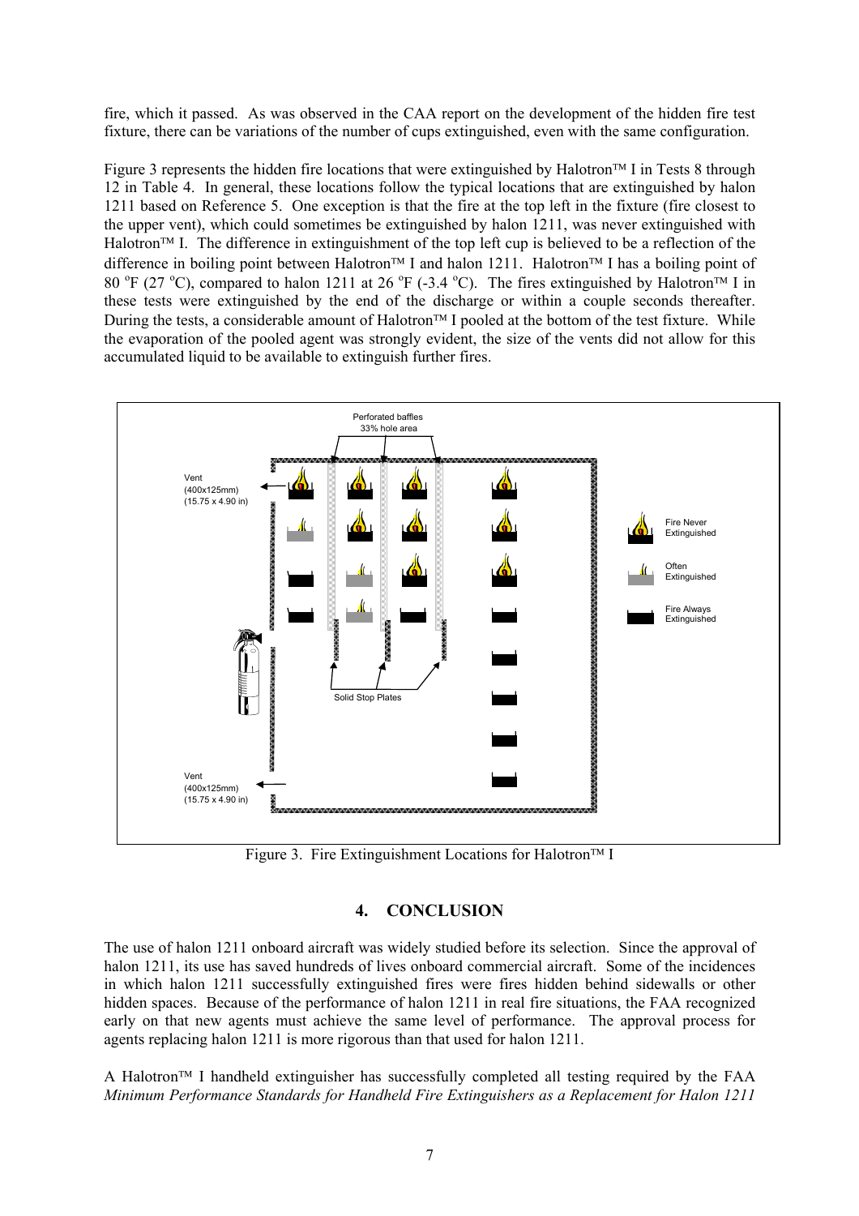fire, which it passed. As was observed in the CAA report on the development of the hidden fire test fixture, there can be variations of the number of cups extinguished, even with the same configuration.

Figure 3 represents the hidden fire locations that were extinguished by Halotron™ I in Tests 8 through 12 in Table 4. In general, these locations follow the typical locations that are extinguished by halon 1211 based on Reference 5. One exception is that the fire at the top left in the fixture (fire closest to the upper vent), which could sometimes be extinguished by halon 1211, was never extinguished with Halotron™ I. The difference in extinguishment of the top left cup is believed to be a reflection of the difference in boiling point between Halotron™ I and halon 1211. Halotron™ I has a boiling point of 80 °F (27 °C), compared to halon 1211 at 26 °F (-3.4 °C). The fires extinguished by Halotron™ I in these tests were extinguished by the end of the discharge or within a couple seconds thereafter. During the tests, a considerable amount of Halotron™ I pooled at the bottom of the test fixture. While the evaporation of the pooled agent was strongly evident, the size of the vents did not allow for this accumulated liquid to be available to extinguish further fires.

Perforated baffles 33% hole area

Vent (400x125mm) (15.75 x 4.90 in)

Solid Stop Plates

Vent (400x125mm) (15.75 x 4.90 in)

Fire Never Extinguished

Often Extinguished

Fire Always Extinguished

Figure 3. Fire Extinguishment Locations for Halotron™ I

## 4. CONCLUSION

The use of halon 1211 onboard aircraft was widely studied before its selection. Since the approval of halon 1211, its use has saved hundreds of lives onboard commercial aircraft. Some of the incidences in which halon 1211 successfully extinguished fires were fires hidden behind sidewalls or other hidden spaces. Because of the performance of halon 1211 in real fire situations, the FAA recognized early on that new agents must achieve the same level of performance. The approval process for agents replacing halon 1211 is more rigorous than that used for halon 1211.

A Halotron™ I handheld extinguisher has successfully completed all testing required by the FAA *Minimum Performance Standards for Handheld Fire Extinguishers as a Replacement for Halon 1211*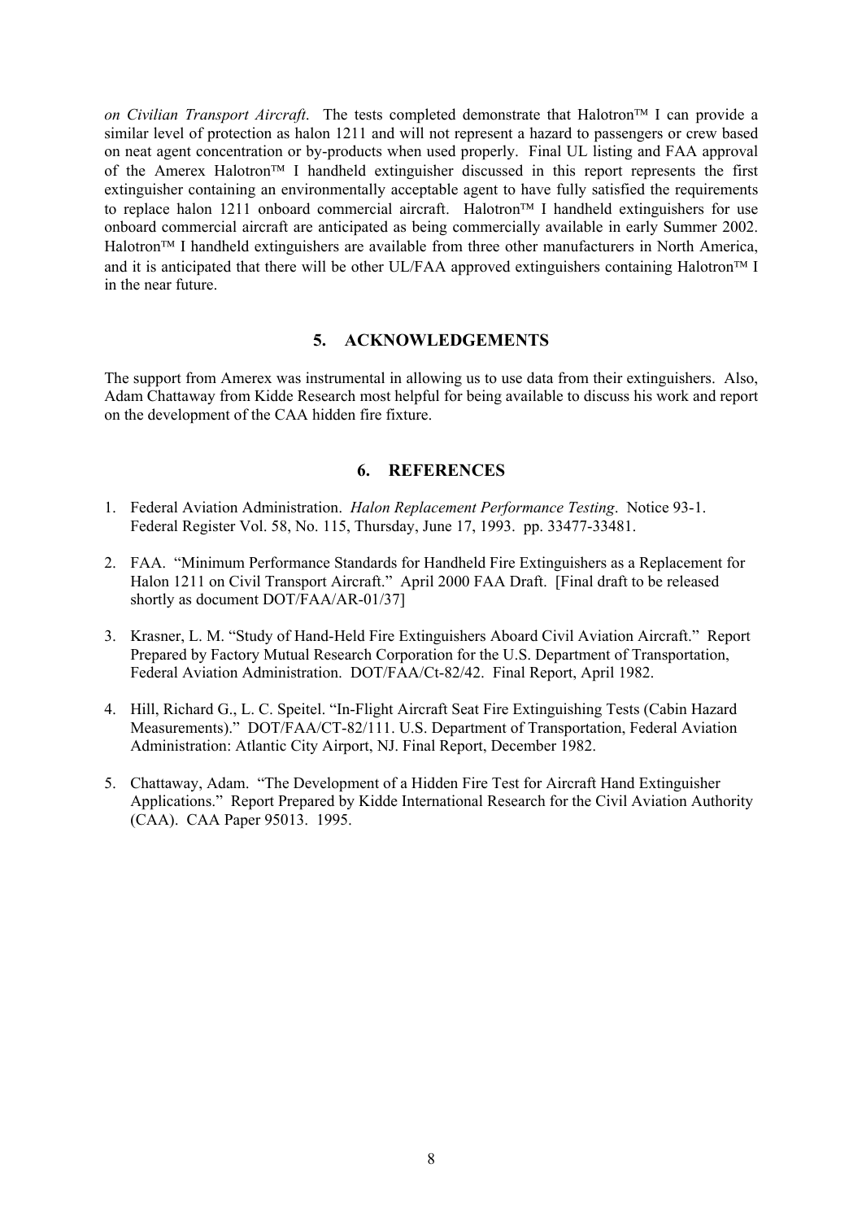*on Civilian Transport Aircraft*. The tests completed demonstrate that Halotron™ I can provide a similar level of protection as halon 1211 and will not represent a hazard to passengers or crew based on neat agent concentration or by-products when used properly. Final UL listing and FAA approval of the Amerex Halotron™ I handheld extinguisher discussed in this report represents the first extinguisher containing an environmentally acceptable agent to have fully satisfied the requirements to replace halon 1211 onboard commercial aircraft. Halotron™ I handheld extinguishers for use onboard commercial aircraft are anticipated as being commercially available in early Summer 2002. Halotron™ I handheld extinguishers are available from three other manufacturers in North America, and it is anticipated that there will be other UL/FAA approved extinguishers containing Halotron™ I in the near future.

## 5. ACKNOWLEDGEMENTS

The support from Amerex was instrumental in allowing us to use data from their extinguishers. Also, Adam Chattaway from Kidde Research most helpful for being available to discuss his work and report on the development of the CAA hidden fire fixture.

## 6. REFERENCES

1. Federal Aviation Administration. *Halon Replacement Performance Testing*. Notice 93-1. Federal Register Vol. 58, No. 115, Thursday, June 17, 1993. pp. 33477-33481.

2. FAA. "Minimum Performance Standards for Handheld Fire Extinguishers as a Replacement for Halon 1211 on Civil Transport Aircraft." April 2000 FAA Draft. [Final draft to be released shortly as document DOT/FAA/AR-01/37]

3. Krasner, L. M. "Study of Hand-Held Fire Extinguishers Aboard Civil Aviation Aircraft." Report Prepared by Factory Mutual Research Corporation for the U.S. Department of Transportation, Federal Aviation Administration. DOT/FAA/Ct-82/42. Final Report, April 1982.

4. Hill, Richard G., L. C. Speitel. "In-Flight Aircraft Seat Fire Extinguishing Tests (Cabin Hazard Measurements)." DOT/FAA/CT-82/111. U.S. Department of Transportation, Federal Aviation Administration: Atlantic City Airport, NJ. Final Report, December 1982.

5. Chattaway, Adam. "The Development of a Hidden Fire Test for Aircraft Hand Extinguisher Applications." Report Prepared by Kidde International Research for the Civil Aviation Authority (CAA). CAA Paper 95013. 1995.